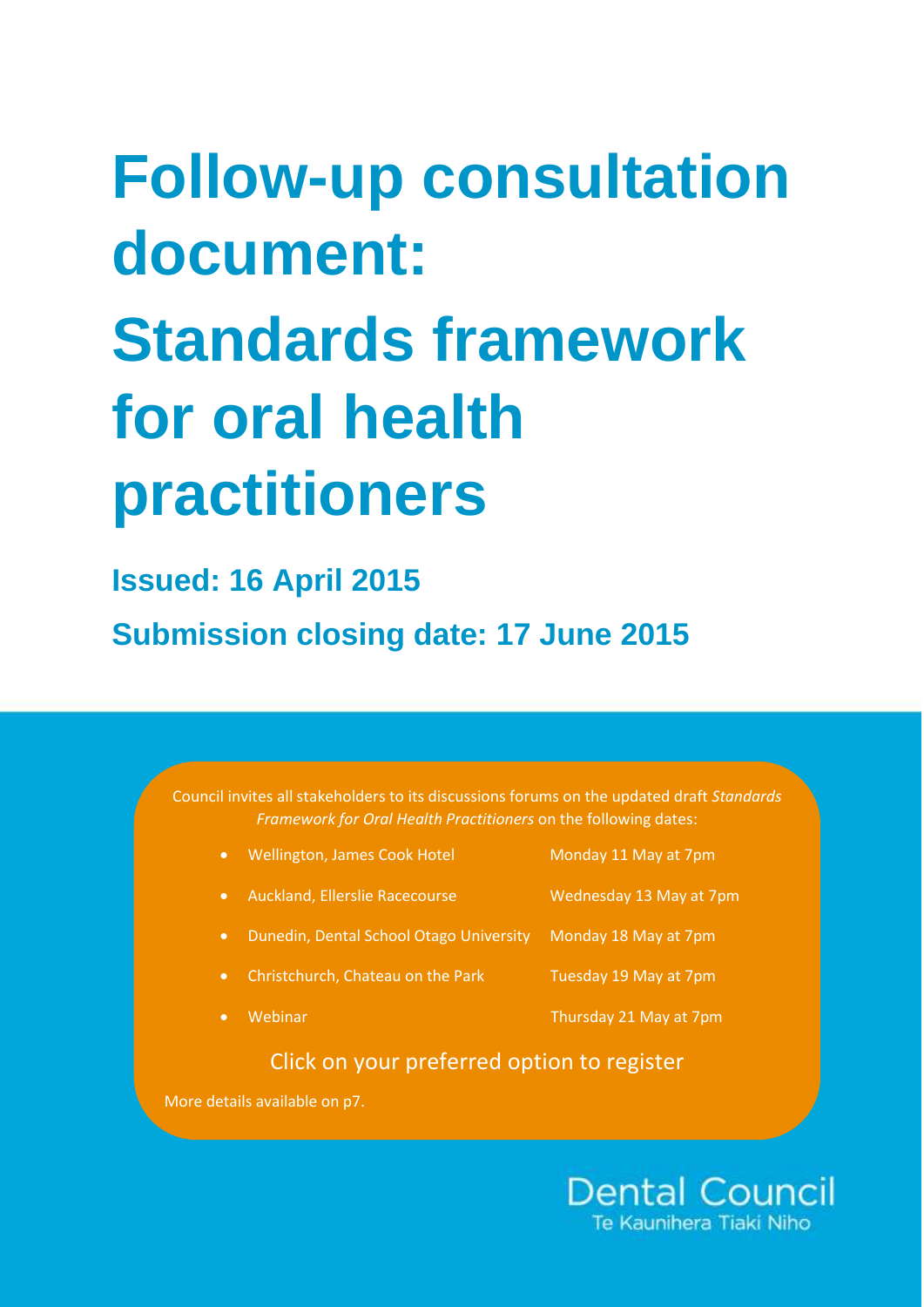# Follow-up consultation document: Standards framework for oral health practitioners

## Issued: 16 April 2015

## Submission closing date: 17 June 2015

Council invites all stakeholders to its discussions forums on the updated draft *Standards Framework for Oral Health Practitioners* on the following dates:

- Wellington, James Cook Hotel — Monday 11 May at 7pm
- Auckland, Ellerslie Racecourse — Wednesday 13 May at 7pm
- Dunedin, Dental School Otago University — Monday 18 May at 7pm
- Christchurch, Chateau on the Park — Tuesday 19 May at 7pm
- Webinar — Thursday 21 May at 7pm

Click on your preferred option to register

More details available on p7.

Dental Council
Te Kaunihera Tiaki Niho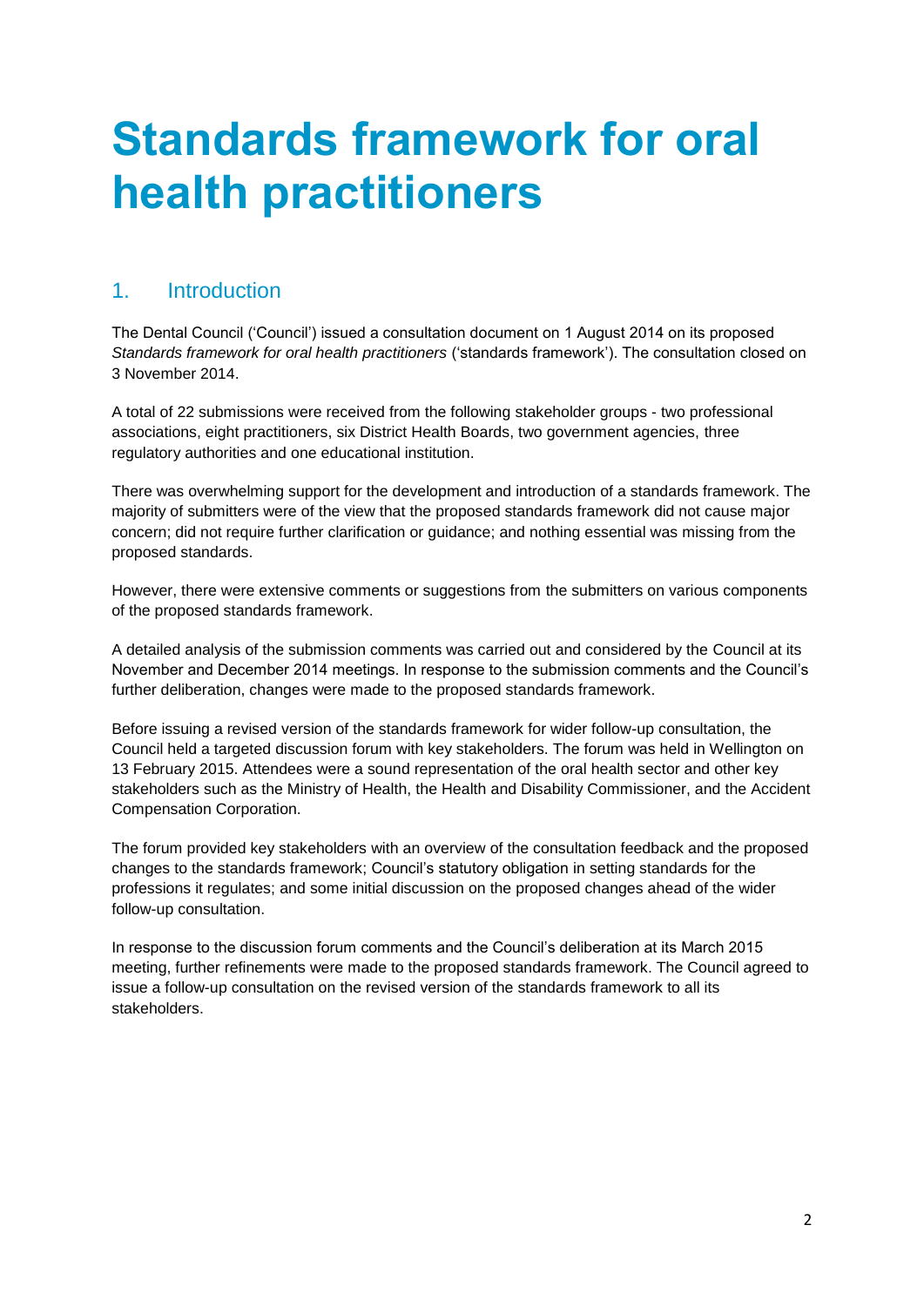# Standards framework for oral health practitioners

## 1. Introduction

The Dental Council ('Council') issued a consultation document on 1 August 2014 on its proposed *Standards framework for oral health practitioners* ('standards framework'). The consultation closed on 3 November 2014.

A total of 22 submissions were received from the following stakeholder groups - two professional associations, eight practitioners, six District Health Boards, two government agencies, three regulatory authorities and one educational institution.

There was overwhelming support for the development and introduction of a standards framework. The majority of submitters were of the view that the proposed standards framework did not cause major concern; did not require further clarification or guidance; and nothing essential was missing from the proposed standards.

However, there were extensive comments or suggestions from the submitters on various components of the proposed standards framework.

A detailed analysis of the submission comments was carried out and considered by the Council at its November and December 2014 meetings. In response to the submission comments and the Council's further deliberation, changes were made to the proposed standards framework.

Before issuing a revised version of the standards framework for wider follow-up consultation, the Council held a targeted discussion forum with key stakeholders. The forum was held in Wellington on 13 February 2015. Attendees were a sound representation of the oral health sector and other key stakeholders such as the Ministry of Health, the Health and Disability Commissioner, and the Accident Compensation Corporation.

The forum provided key stakeholders with an overview of the consultation feedback and the proposed changes to the standards framework; Council's statutory obligation in setting standards for the professions it regulates; and some initial discussion on the proposed changes ahead of the wider follow-up consultation.

In response to the discussion forum comments and the Council's deliberation at its March 2015 meeting, further refinements were made to the proposed standards framework. The Council agreed to issue a follow-up consultation on the revised version of the standards framework to all its stakeholders.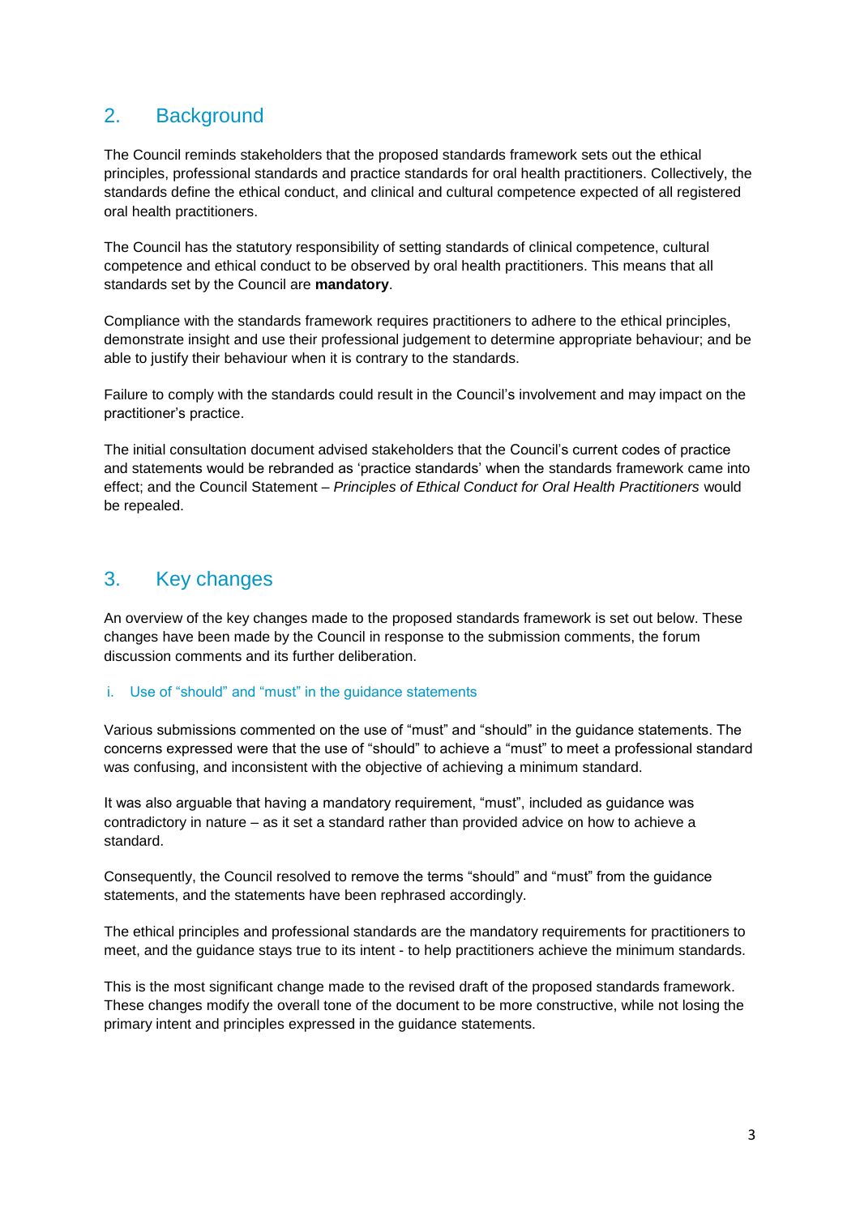## 2. Background

The Council reminds stakeholders that the proposed standards framework sets out the ethical principles, professional standards and practice standards for oral health practitioners. Collectively, the standards define the ethical conduct, and clinical and cultural competence expected of all registered oral health practitioners.

The Council has the statutory responsibility of setting standards of clinical competence, cultural competence and ethical conduct to be observed by oral health practitioners. This means that all standards set by the Council are **mandatory**.

Compliance with the standards framework requires practitioners to adhere to the ethical principles, demonstrate insight and use their professional judgement to determine appropriate behaviour; and be able to justify their behaviour when it is contrary to the standards.

Failure to comply with the standards could result in the Council's involvement and may impact on the practitioner's practice.

The initial consultation document advised stakeholders that the Council's current codes of practice and statements would be rebranded as 'practice standards' when the standards framework came into effect; and the Council Statement – *Principles of Ethical Conduct for Oral Health Practitioners* would be repealed.

## 3. Key changes

An overview of the key changes made to the proposed standards framework is set out below. These changes have been made by the Council in response to the submission comments, the forum discussion comments and its further deliberation.

### i. Use of "should" and "must" in the guidance statements

Various submissions commented on the use of "must" and "should" in the guidance statements. The concerns expressed were that the use of "should" to achieve a "must" to meet a professional standard was confusing, and inconsistent with the objective of achieving a minimum standard.

It was also arguable that having a mandatory requirement, "must", included as guidance was contradictory in nature – as it set a standard rather than provided advice on how to achieve a standard.

Consequently, the Council resolved to remove the terms "should" and "must" from the guidance statements, and the statements have been rephrased accordingly.

The ethical principles and professional standards are the mandatory requirements for practitioners to meet, and the guidance stays true to its intent - to help practitioners achieve the minimum standards.

This is the most significant change made to the revised draft of the proposed standards framework. These changes modify the overall tone of the document to be more constructive, while not losing the primary intent and principles expressed in the guidance statements.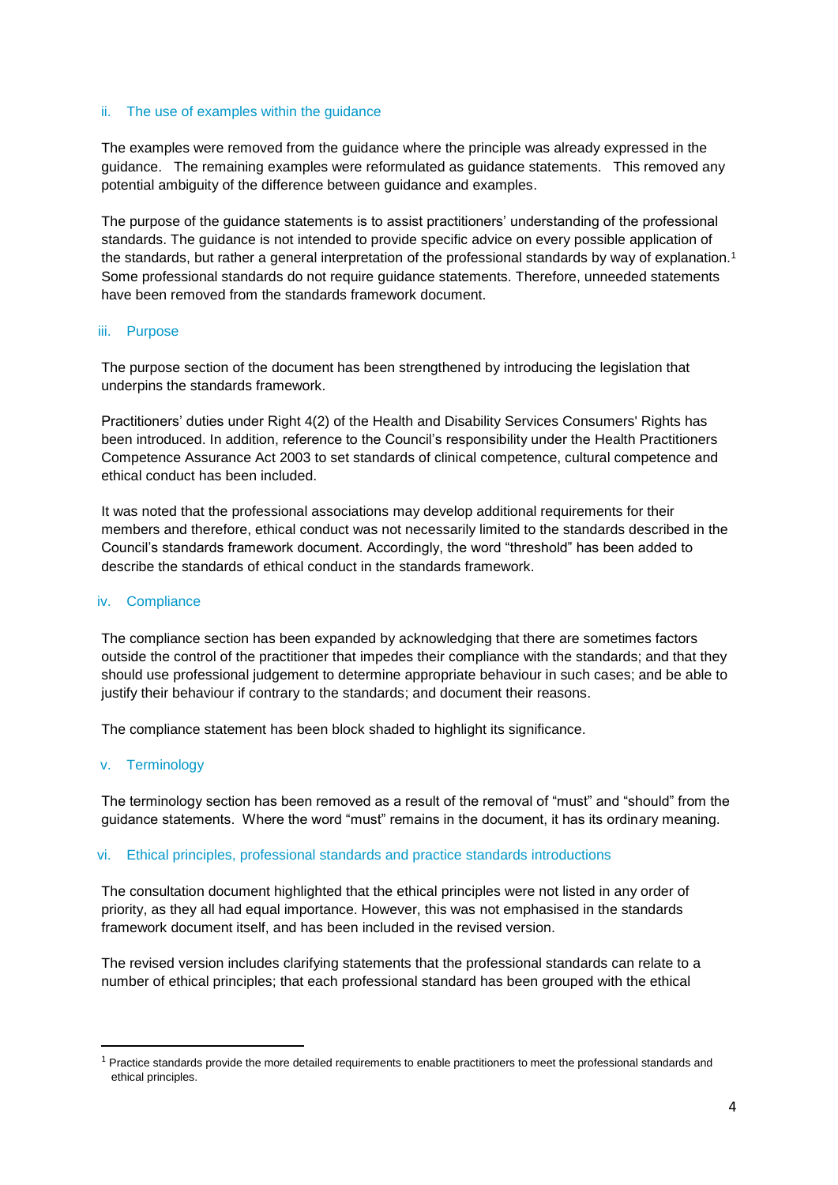### ii. The use of examples within the guidance

The examples were removed from the guidance where the principle was already expressed in the guidance. The remaining examples were reformulated as guidance statements. This removed any potential ambiguity of the difference between guidance and examples.

The purpose of the guidance statements is to assist practitioners' understanding of the professional standards. The guidance is not intended to provide specific advice on every possible application of the standards, but rather a general interpretation of the professional standards by way of explanation.[1] Some professional standards do not require guidance statements. Therefore, unneeded statements have been removed from the standards framework document.

### iii. Purpose

The purpose section of the document has been strengthened by introducing the legislation that underpins the standards framework.

Practitioners' duties under Right 4(2) of the Health and Disability Services Consumers' Rights has been introduced. In addition, reference to the Council's responsibility under the Health Practitioners Competence Assurance Act 2003 to set standards of clinical competence, cultural competence and ethical conduct has been included.

It was noted that the professional associations may develop additional requirements for their members and therefore, ethical conduct was not necessarily limited to the standards described in the Council's standards framework document. Accordingly, the word "threshold" has been added to describe the standards of ethical conduct in the standards framework.

### iv. Compliance

The compliance section has been expanded by acknowledging that there are sometimes factors outside the control of the practitioner that impedes their compliance with the standards; and that they should use professional judgement to determine appropriate behaviour in such cases; and be able to justify their behaviour if contrary to the standards; and document their reasons.

The compliance statement has been block shaded to highlight its significance.

### v. Terminology

The terminology section has been removed as a result of the removal of "must" and "should" from the guidance statements. Where the word "must" remains in the document, it has its ordinary meaning.

### vi. Ethical principles, professional standards and practice standards introductions

The consultation document highlighted that the ethical principles were not listed in any order of priority, as they all had equal importance. However, this was not emphasised in the standards framework document itself, and has been included in the revised version.

The revised version includes clarifying statements that the professional standards can relate to a number of ethical principles; that each professional standard has been grouped with the ethical

---

[1] Practice standards provide the more detailed requirements to enable practitioners to meet the professional standards and ethical principles.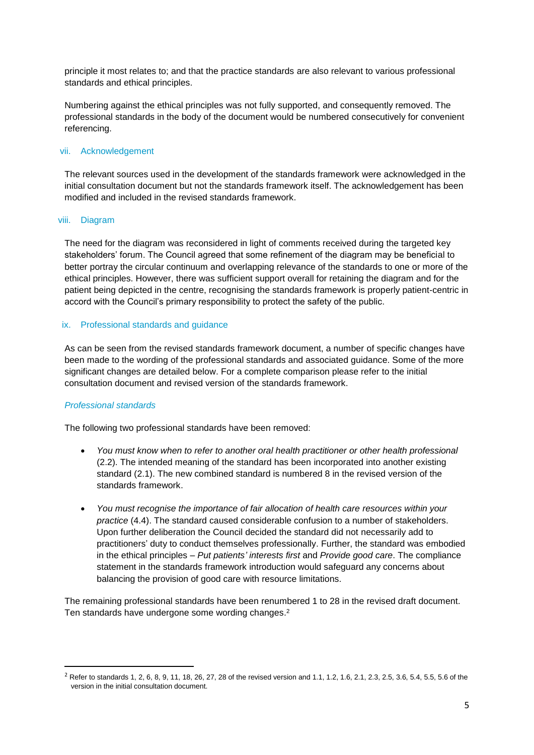principle it most relates to; and that the practice standards are also relevant to various professional standards and ethical principles.

Numbering against the ethical principles was not fully supported, and consequently removed. The professional standards in the body of the document would be numbered consecutively for convenient referencing.

### vii. Acknowledgement

The relevant sources used in the development of the standards framework were acknowledged in the initial consultation document but not the standards framework itself. The acknowledgement has been modified and included in the revised standards framework.

### viii. Diagram

The need for the diagram was reconsidered in light of comments received during the targeted key stakeholders' forum. The Council agreed that some refinement of the diagram may be beneficial to better portray the circular continuum and overlapping relevance of the standards to one or more of the ethical principles. However, there was sufficient support overall for retaining the diagram and for the patient being depicted in the centre, recognising the standards framework is properly patient-centric in accord with the Council's primary responsibility to protect the safety of the public.

### ix. Professional standards and guidance

As can be seen from the revised standards framework document, a number of specific changes have been made to the wording of the professional standards and associated guidance. Some of the more significant changes are detailed below. For a complete comparison please refer to the initial consultation document and revised version of the standards framework.

#### *Professional standards*

The following two professional standards have been removed:

- *You must know when to refer to another oral health practitioner or other health professional* (2.2). The intended meaning of the standard has been incorporated into another existing standard (2.1). The new combined standard is numbered 8 in the revised version of the standards framework.

- *You must recognise the importance of fair allocation of health care resources within your practice* (4.4). The standard caused considerable confusion to a number of stakeholders. Upon further deliberation the Council decided the standard did not necessarily add to practitioners' duty to conduct themselves professionally. Further, the standard was embodied in the ethical principles – *Put patients' interests first* and *Provide good care*. The compliance statement in the standards framework introduction would safeguard any concerns about balancing the provision of good care with resource limitations.

The remaining professional standards have been renumbered 1 to 28 in the revised draft document. Ten standards have undergone some wording changes.[2]

[2] Refer to standards 1, 2, 6, 8, 9, 11, 18, 26, 27, 28 of the revised version and 1.1, 1.2, 1.6, 2.1, 2.3, 2.5, 3.6, 5.4, 5.5, 5.6 of the version in the initial consultation document.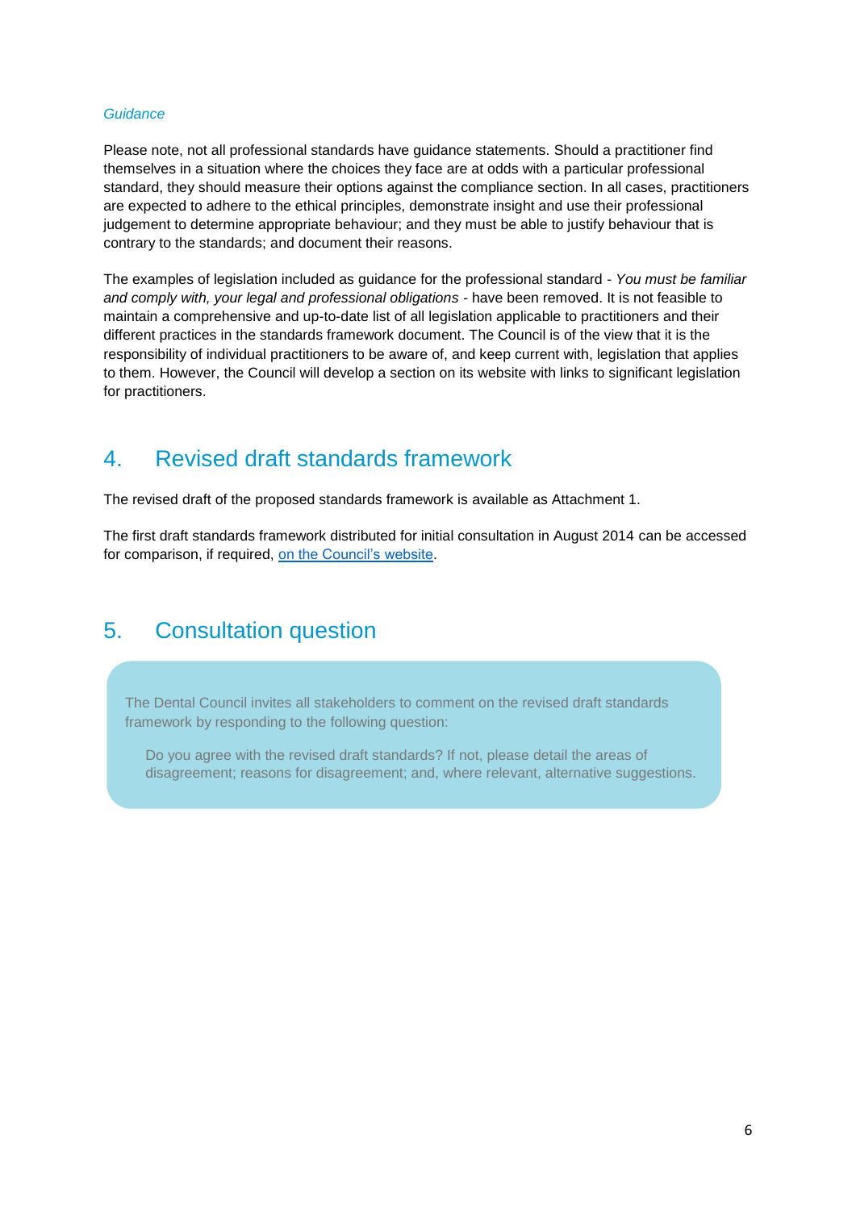*Guidance*

Please note, not all professional standards have guidance statements. Should a practitioner find themselves in a situation where the choices they face are at odds with a particular professional standard, they should measure their options against the compliance section. In all cases, practitioners are expected to adhere to the ethical principles, demonstrate insight and use their professional judgement to determine appropriate behaviour; and they must be able to justify behaviour that is contrary to the standards; and document their reasons.

The examples of legislation included as guidance for the professional standard - *You must be familiar and comply with, your legal and professional obligations* - have been removed. It is not feasible to maintain a comprehensive and up-to-date list of all legislation applicable to practitioners and their different practices in the standards framework document. The Council is of the view that it is the responsibility of individual practitioners to be aware of, and keep current with, legislation that applies to them. However, the Council will develop a section on its website with links to significant legislation for practitioners.

## 4. Revised draft standards framework

The revised draft of the proposed standards framework is available as Attachment 1.

The first draft standards framework distributed for initial consultation in August 2014 can be accessed for comparison, if required, on the Council's website.

## 5. Consultation question

The Dental Council invites all stakeholders to comment on the revised draft standards framework by responding to the following question:

> Do you agree with the revised draft standards? If not, please detail the areas of disagreement; reasons for disagreement; and, where relevant, alternative suggestions.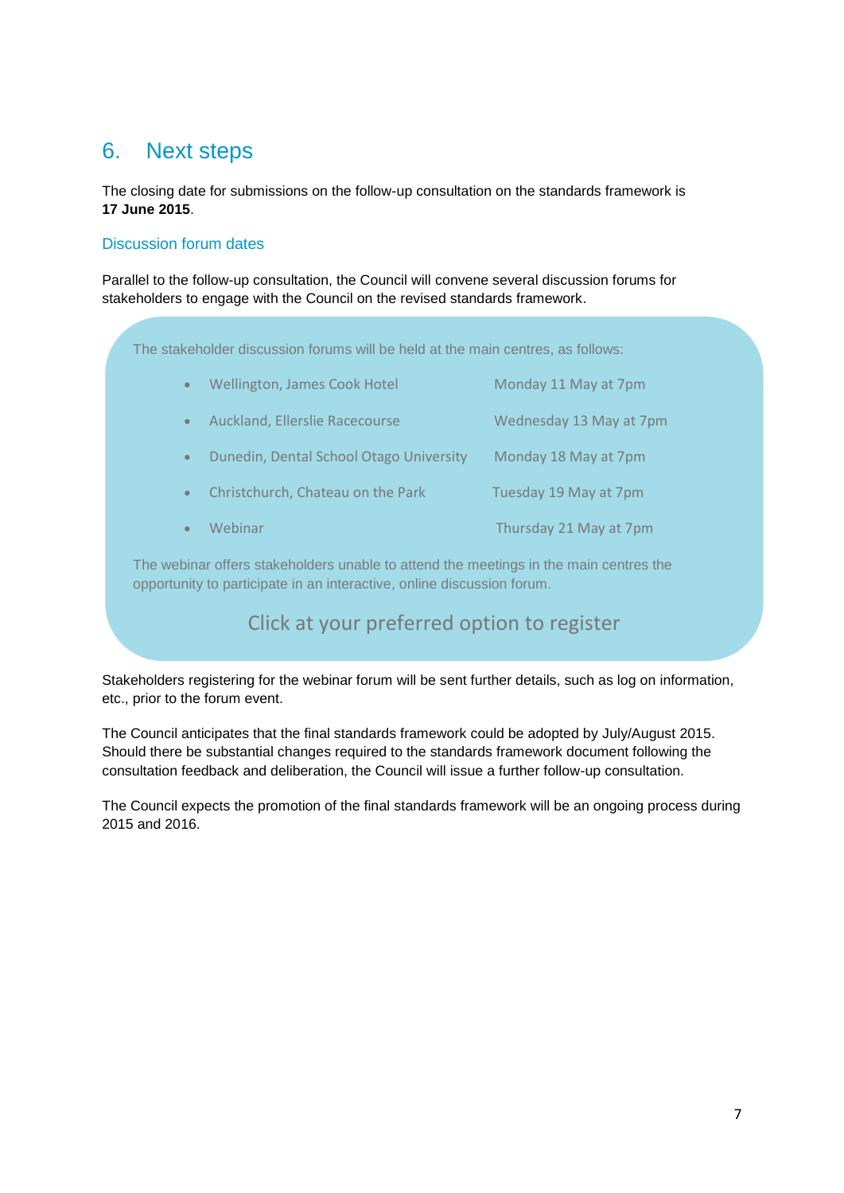## 6. Next steps

The closing date for submissions on the follow-up consultation on the standards framework is **17 June 2015**.

### Discussion forum dates

Parallel to the follow-up consultation, the Council will convene several discussion forums for stakeholders to engage with the Council on the revised standards framework.

The stakeholder discussion forums will be held at the main centres, as follows:

- Wellington, James Cook Hotel — Monday 11 May at 7pm
- Auckland, Ellerslie Racecourse — Wednesday 13 May at 7pm
- Dunedin, Dental School Otago University — Monday 18 May at 7pm
- Christchurch, Chateau on the Park — Tuesday 19 May at 7pm
- Webinar — Thursday 21 May at 7pm

The webinar offers stakeholders unable to attend the meetings in the main centres the opportunity to participate in an interactive, online discussion forum.

Click at your preferred option to register

Stakeholders registering for the webinar forum will be sent further details, such as log on information, etc., prior to the forum event.

The Council anticipates that the final standards framework could be adopted by July/August 2015. Should there be substantial changes required to the standards framework document following the consultation feedback and deliberation, the Council will issue a further follow-up consultation.

The Council expects the promotion of the final standards framework will be an ongoing process during 2015 and 2016.